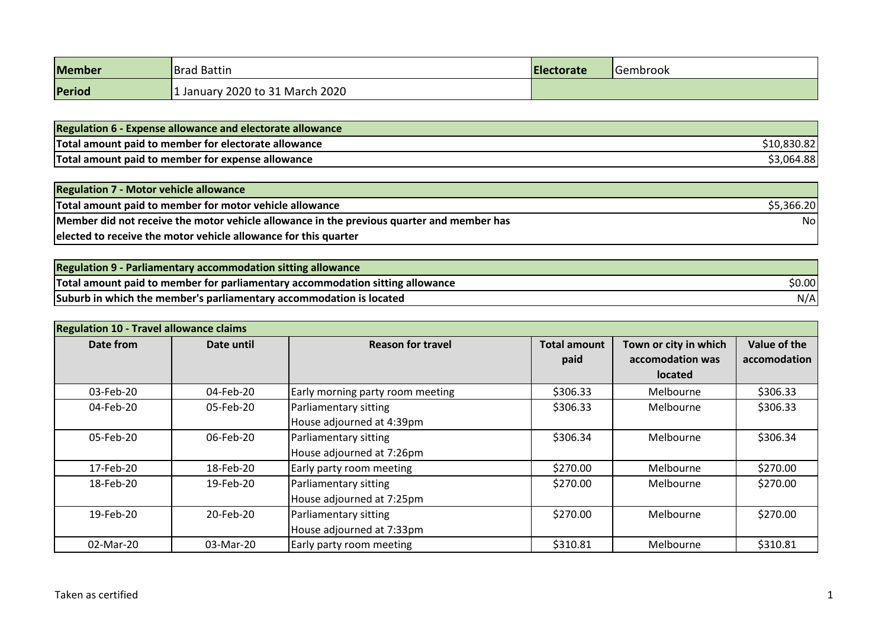| Member | Brad Battin | Electorate | Gembrook |
|---|---|---|---|
| Period | 1 January 2020 to 31 March 2020 | | |

| Regulation 6 - Expense allowance and electorate allowance | |
|---|---|
| Total amount paid to member for electorate allowance | $10,830.82 |
| Total amount paid to member for expense allowance | $3,064.88 |

| Regulation 7 - Motor vehicle allowance | |
|---|---|
| Total amount paid to member for motor vehicle allowance | $5,366.20 |
| Member did not receive the motor vehicle allowance in the previous quarter and member has elected to receive the motor vehicle allowance for this quarter | No |

| Regulation 9 - Parliamentary accommodation sitting allowance | |
|---|---|
| Total amount paid to member for parliamentary accommodation sitting allowance | $0.00 |
| Suburb in which the member's parliamentary accommodation is located | N/A |

**Regulation 10 - Travel allowance claims**

| Date from | Date until | Reason for travel | Total amount paid | Town or city in which accomodation was located | Value of the accomodation |
|---|---|---|---|---|---|
| 03-Feb-20 | 04-Feb-20 | Early morning party room meeting | $306.33 | Melbourne | $306.33 |
| 04-Feb-20 | 05-Feb-20 | Parliamentary sitting<br>House adjourned at 4:39pm | $306.33 | Melbourne | $306.33 |
| 05-Feb-20 | 06-Feb-20 | Parliamentary sitting<br>House adjourned at 7:26pm | $306.34 | Melbourne | $306.34 |
| 17-Feb-20 | 18-Feb-20 | Early party room meeting | $270.00 | Melbourne | $270.00 |
| 18-Feb-20 | 19-Feb-20 | Parliamentary sitting<br>House adjourned at 7:25pm | $270.00 | Melbourne | $270.00 |
| 19-Feb-20 | 20-Feb-20 | Parliamentary sitting<br>House adjourned at 7:33pm | $270.00 | Melbourne | $270.00 |
| 02-Mar-20 | 03-Mar-20 | Early party room meeting | $310.81 | Melbourne | $310.81 |

Taken as certified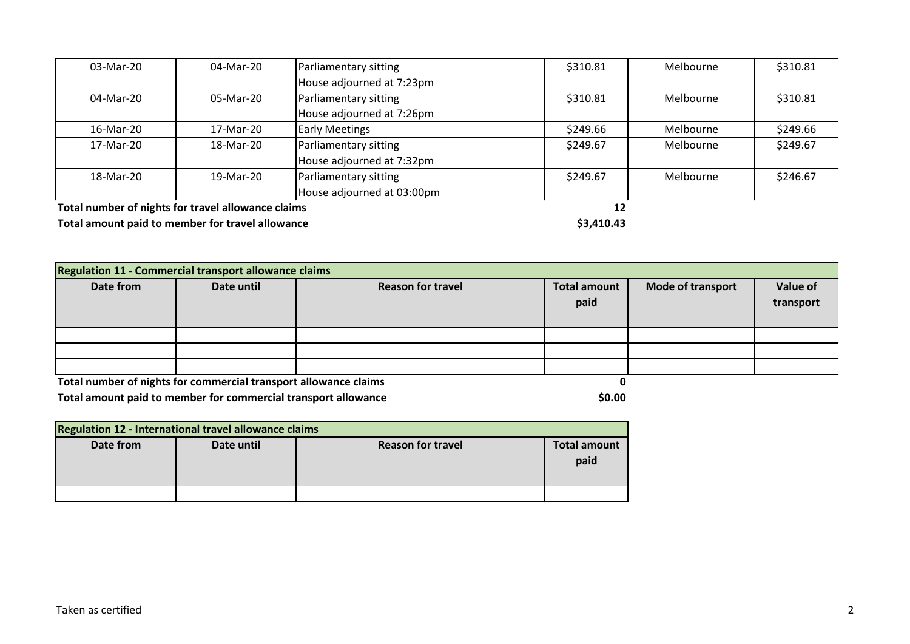| | | | | | |
|---|---|---|---|---|---|
| 03-Mar-20 | 04-Mar-20 | Parliamentary sitting<br>House adjourned at 7:23pm | $310.81 | Melbourne | $310.81 |
| 04-Mar-20 | 05-Mar-20 | Parliamentary sitting<br>House adjourned at 7:26pm | $310.81 | Melbourne | $310.81 |
| 16-Mar-20 | 17-Mar-20 | Early Meetings | $249.66 | Melbourne | $249.66 |
| 17-Mar-20 | 18-Mar-20 | Parliamentary sitting<br>House adjourned at 7:32pm | $249.67 | Melbourne | $249.67 |
| 18-Mar-20 | 19-Mar-20 | Parliamentary sitting<br>House adjourned at 03:00pm | $249.67 | Melbourne | $246.67 |

**Total number of nights for travel allowance claims** **12**

**Total amount paid to member for travel allowance** **$3,410.43**

| Regulation 11 - Commercial transport allowance claims | | | | | |
|---|---|---|---|---|---|
| **Date from** | **Date until** | **Reason for travel** | **Total amount paid** | **Mode of transport** | **Value of transport** |
| | | | | | |
| | | | | | |
| | | | | | |

**Total number of nights for commercial transport allowance claims** **0**

**Total amount paid to member for commercial transport allowance** **$0.00**

| Regulation 12 - International travel allowance claims | | | |
|---|---|---|---|
| **Date from** | **Date until** | **Reason for travel** | **Total amount paid** |
| | | | |

Taken as certified